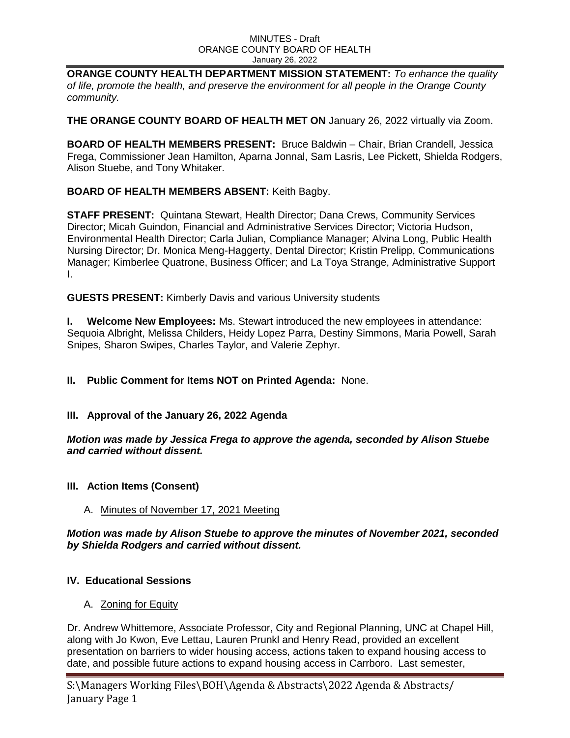MINUTES - Draft
ORANGE COUNTY BOARD OF HEALTH
January 26, 2022

**ORANGE COUNTY HEALTH DEPARTMENT MISSION STATEMENT:** *To enhance the quality of life, promote the health, and preserve the environment for all people in the Orange County community.*

**THE ORANGE COUNTY BOARD OF HEALTH MET ON** January 26, 2022 virtually via Zoom.

**BOARD OF HEALTH MEMBERS PRESENT:** Bruce Baldwin – Chair, Brian Crandell, Jessica Frega, Commissioner Jean Hamilton, Aparna Jonnal, Sam Lasris, Lee Pickett, Shielda Rodgers, Alison Stuebe, and Tony Whitaker.

**BOARD OF HEALTH MEMBERS ABSENT:** Keith Bagby.

**STAFF PRESENT:** Quintana Stewart, Health Director; Dana Crews, Community Services Director; Micah Guindon, Financial and Administrative Services Director; Victoria Hudson, Environmental Health Director; Carla Julian, Compliance Manager; Alvina Long, Public Health Nursing Director; Dr. Monica Meng-Haggerty, Dental Director; Kristin Prelipp, Communications Manager; Kimberlee Quatrone, Business Officer; and La Toya Strange, Administrative Support I.

**GUESTS PRESENT:** Kimberly Davis and various University students

**I. Welcome New Employees:** Ms. Stewart introduced the new employees in attendance: Sequoia Albright, Melissa Childers, Heidy Lopez Parra, Destiny Simmons, Maria Powell, Sarah Snipes, Sharon Swipes, Charles Taylor, and Valerie Zephyr.

**II. Public Comment for Items NOT on Printed Agenda:** None.

## III. Approval of the January 26, 2022 Agenda

***Motion was made by Jessica Frega to approve the agenda, seconded by Alison Stuebe and carried without dissent.***

## III. Action Items (Consent)

A. Minutes of November 17, 2021 Meeting

***Motion was made by Alison Stuebe to approve the minutes of November 2021, seconded by Shielda Rodgers and carried without dissent.***

## IV. Educational Sessions

A. Zoning for Equity

Dr. Andrew Whittemore, Associate Professor, City and Regional Planning, UNC at Chapel Hill, along with Jo Kwon, Eve Lettau, Lauren Prunkl and Henry Read, provided an excellent presentation on barriers to wider housing access, actions taken to expand housing access to date, and possible future actions to expand housing access in Carrboro. Last semester,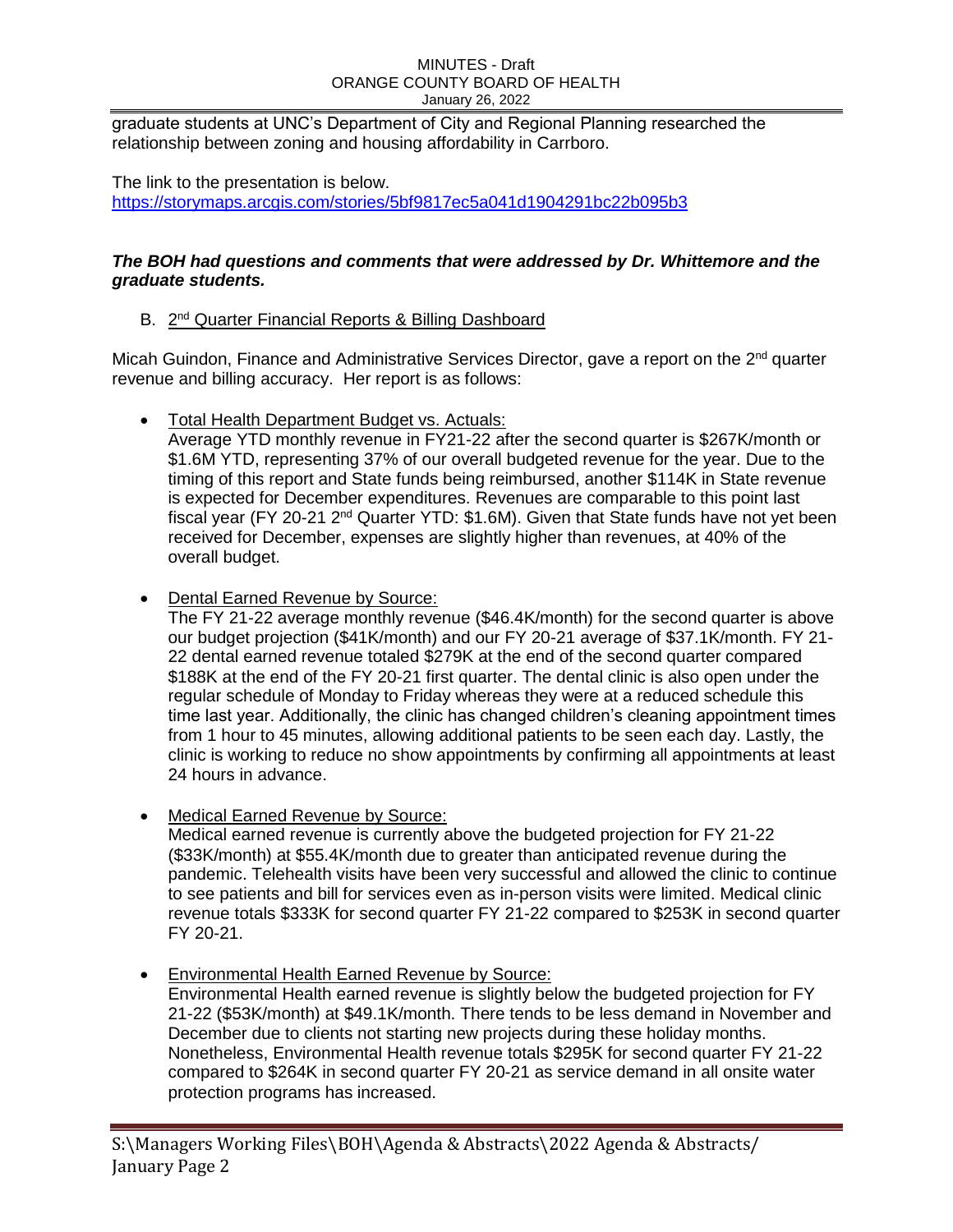graduate students at UNC's Department of City and Regional Planning researched the relationship between zoning and housing affordability in Carrboro.

The link to the presentation is below.
https://storymaps.arcgis.com/stories/5bf9817ec5a041d1904291bc22b095b3

***The BOH had questions and comments that were addressed by Dr. Whittemore and the graduate students.***

B. 2nd Quarter Financial Reports & Billing Dashboard

Micah Guindon, Finance and Administrative Services Director, gave a report on the 2nd quarter revenue and billing accuracy. Her report is as follows:

- Total Health Department Budget vs. Actuals:
  Average YTD monthly revenue in FY21-22 after the second quarter is $267K/month or $1.6M YTD, representing 37% of our overall budgeted revenue for the year. Due to the timing of this report and State funds being reimbursed, another $114K in State revenue is expected for December expenditures. Revenues are comparable to this point last fiscal year (FY 20-21 2nd Quarter YTD: $1.6M). Given that State funds have not yet been received for December, expenses are slightly higher than revenues, at 40% of the overall budget.

- Dental Earned Revenue by Source:
  The FY 21-22 average monthly revenue ($46.4K/month) for the second quarter is above our budget projection ($41K/month) and our FY 20-21 average of $37.1K/month. FY 21-22 dental earned revenue totaled $279K at the end of the second quarter compared $188K at the end of the FY 20-21 first quarter. The dental clinic is also open under the regular schedule of Monday to Friday whereas they were at a reduced schedule this time last year. Additionally, the clinic has changed children's cleaning appointment times from 1 hour to 45 minutes, allowing additional patients to be seen each day. Lastly, the clinic is working to reduce no show appointments by confirming all appointments at least 24 hours in advance.

- Medical Earned Revenue by Source:
  Medical earned revenue is currently above the budgeted projection for FY 21-22 ($33K/month) at $55.4K/month due to greater than anticipated revenue during the pandemic. Telehealth visits have been very successful and allowed the clinic to continue to see patients and bill for services even as in-person visits were limited. Medical clinic revenue totals $333K for second quarter FY 21-22 compared to $253K in second quarter FY 20-21.

- Environmental Health Earned Revenue by Source:
  Environmental Health earned revenue is slightly below the budgeted projection for FY 21-22 ($53K/month) at $49.1K/month. There tends to be less demand in November and December due to clients not starting new projects during these holiday months. Nonetheless, Environmental Health revenue totals $295K for second quarter FY 21-22 compared to $264K in second quarter FY 20-21 as service demand in all onsite water protection programs has increased.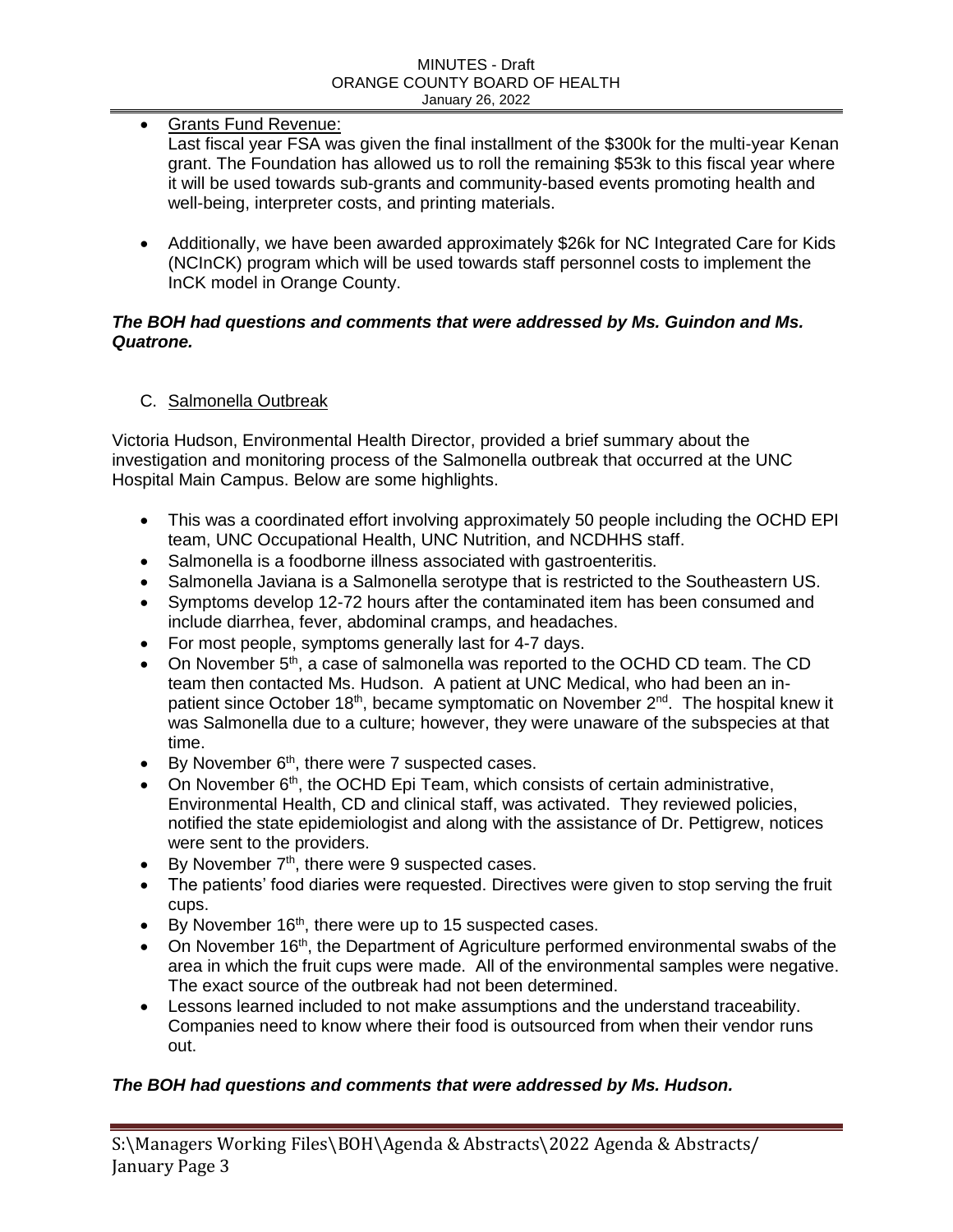- Grants Fund Revenue:
  Last fiscal year FSA was given the final installment of the $300k for the multi-year Kenan grant. The Foundation has allowed us to roll the remaining $53k to this fiscal year where it will be used towards sub-grants and community-based events promoting health and well-being, interpreter costs, and printing materials.

- Additionally, we have been awarded approximately $26k for NC Integrated Care for Kids (NCInCK) program which will be used towards staff personnel costs to implement the InCK model in Orange County.

***The BOH had questions and comments that were addressed by Ms. Guindon and Ms. Quatrone.***

C. Salmonella Outbreak

Victoria Hudson, Environmental Health Director, provided a brief summary about the investigation and monitoring process of the Salmonella outbreak that occurred at the UNC Hospital Main Campus. Below are some highlights.

- This was a coordinated effort involving approximately 50 people including the OCHD EPI team, UNC Occupational Health, UNC Nutrition, and NCDHHS staff.
- Salmonella is a foodborne illness associated with gastroenteritis.
- Salmonella Javiana is a Salmonella serotype that is restricted to the Southeastern US.
- Symptoms develop 12-72 hours after the contaminated item has been consumed and include diarrhea, fever, abdominal cramps, and headaches.
- For most people, symptoms generally last for 4-7 days.
- On November 5th, a case of salmonella was reported to the OCHD CD team. The CD team then contacted Ms. Hudson. A patient at UNC Medical, who had been an in-patient since October 18th, became symptomatic on November 2nd. The hospital knew it was Salmonella due to a culture; however, they were unaware of the subspecies at that time.
- By November 6th, there were 7 suspected cases.
- On November 6th, the OCHD Epi Team, which consists of certain administrative, Environmental Health, CD and clinical staff, was activated. They reviewed policies, notified the state epidemiologist and along with the assistance of Dr. Pettigrew, notices were sent to the providers.
- By November 7th, there were 9 suspected cases.
- The patients' food diaries were requested. Directives were given to stop serving the fruit cups.
- By November 16th, there were up to 15 suspected cases.
- On November 16th, the Department of Agriculture performed environmental swabs of the area in which the fruit cups were made. All of the environmental samples were negative. The exact source of the outbreak had not been determined.
- Lessons learned included to not make assumptions and the understand traceability. Companies need to know where their food is outsourced from when their vendor runs out.

***The BOH had questions and comments that were addressed by Ms. Hudson.***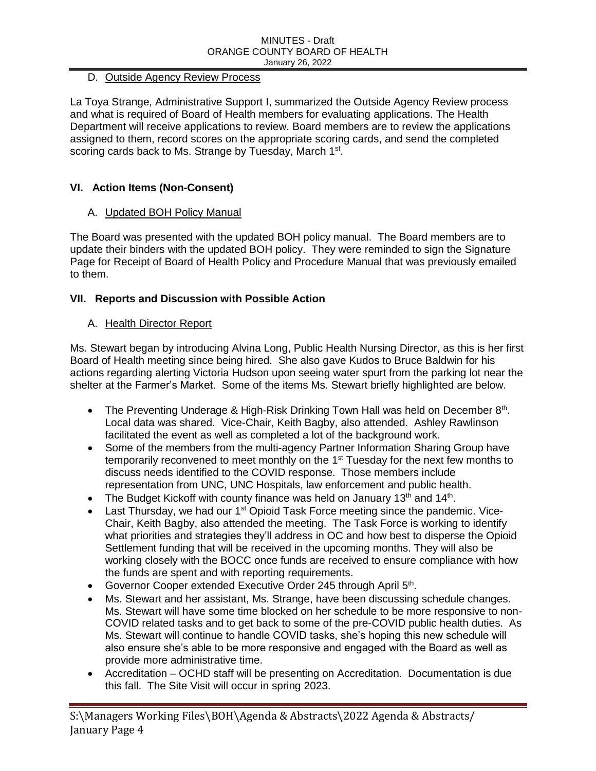D. Outside Agency Review Process

La Toya Strange, Administrative Support I, summarized the Outside Agency Review process and what is required of Board of Health members for evaluating applications. The Health Department will receive applications to review. Board members are to review the applications assigned to them, record scores on the appropriate scoring cards, and send the completed scoring cards back to Ms. Strange by Tuesday, March 1st.

## VI. Action Items (Non-Consent)

A. Updated BOH Policy Manual

The Board was presented with the updated BOH policy manual. The Board members are to update their binders with the updated BOH policy. They were reminded to sign the Signature Page for Receipt of Board of Health Policy and Procedure Manual that was previously emailed to them.

## VII. Reports and Discussion with Possible Action

A. Health Director Report

Ms. Stewart began by introducing Alvina Long, Public Health Nursing Director, as this is her first Board of Health meeting since being hired. She also gave Kudos to Bruce Baldwin for his actions regarding alerting Victoria Hudson upon seeing water spurt from the parking lot near the shelter at the Farmer's Market. Some of the items Ms. Stewart briefly highlighted are below.

- The Preventing Underage & High-Risk Drinking Town Hall was held on December 8th. Local data was shared. Vice-Chair, Keith Bagby, also attended. Ashley Rawlinson facilitated the event as well as completed a lot of the background work.
- Some of the members from the multi-agency Partner Information Sharing Group have temporarily reconvened to meet monthly on the 1st Tuesday for the next few months to discuss needs identified to the COVID response. Those members include representation from UNC, UNC Hospitals, law enforcement and public health.
- The Budget Kickoff with county finance was held on January 13th and 14th.
- Last Thursday, we had our 1st Opioid Task Force meeting since the pandemic. Vice-Chair, Keith Bagby, also attended the meeting. The Task Force is working to identify what priorities and strategies they'll address in OC and how best to disperse the Opioid Settlement funding that will be received in the upcoming months. They will also be working closely with the BOCC once funds are received to ensure compliance with how the funds are spent and with reporting requirements.
- Governor Cooper extended Executive Order 245 through April 5th.
- Ms. Stewart and her assistant, Ms. Strange, have been discussing schedule changes. Ms. Stewart will have some time blocked on her schedule to be more responsive to non-COVID related tasks and to get back to some of the pre-COVID public health duties. As Ms. Stewart will continue to handle COVID tasks, she's hoping this new schedule will also ensure she's able to be more responsive and engaged with the Board as well as provide more administrative time.
- Accreditation – OCHD staff will be presenting on Accreditation. Documentation is due this fall. The Site Visit will occur in spring 2023.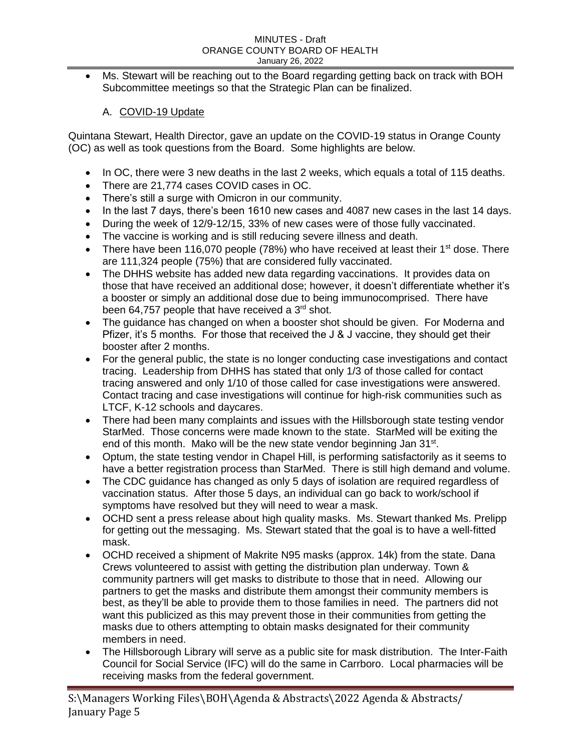- Ms. Stewart will be reaching out to the Board regarding getting back on track with BOH Subcommittee meetings so that the Strategic Plan can be finalized.

### A. COVID-19 Update

Quintana Stewart, Health Director, gave an update on the COVID-19 status in Orange County (OC) as well as took questions from the Board. Some highlights are below.

- In OC, there were 3 new deaths in the last 2 weeks, which equals a total of 115 deaths.
- There are 21,774 cases COVID cases in OC.
- There's still a surge with Omicron in our community.
- In the last 7 days, there's been 1610 new cases and 4087 new cases in the last 14 days.
- During the week of 12/9-12/15, 33% of new cases were of those fully vaccinated.
- The vaccine is working and is still reducing severe illness and death.
- There have been 116,070 people (78%) who have received at least their 1st dose. There are 111,324 people (75%) that are considered fully vaccinated.
- The DHHS website has added new data regarding vaccinations. It provides data on those that have received an additional dose; however, it doesn't differentiate whether it's a booster or simply an additional dose due to being immunocomprised. There have been 64,757 people that have received a 3rd shot.
- The guidance has changed on when a booster shot should be given. For Moderna and Pfizer, it's 5 months. For those that received the J & J vaccine, they should get their booster after 2 months.
- For the general public, the state is no longer conducting case investigations and contact tracing. Leadership from DHHS has stated that only 1/3 of those called for contact tracing answered and only 1/10 of those called for case investigations were answered. Contact tracing and case investigations will continue for high-risk communities such as LTCF, K-12 schools and daycares.
- There had been many complaints and issues with the Hillsborough state testing vendor StarMed. Those concerns were made known to the state. StarMed will be exiting the end of this month. Mako will be the new state vendor beginning Jan 31st.
- Optum, the state testing vendor in Chapel Hill, is performing satisfactorily as it seems to have a better registration process than StarMed. There is still high demand and volume.
- The CDC guidance has changed as only 5 days of isolation are required regardless of vaccination status. After those 5 days, an individual can go back to work/school if symptoms have resolved but they will need to wear a mask.
- OCHD sent a press release about high quality masks. Ms. Stewart thanked Ms. Prelipp for getting out the messaging. Ms. Stewart stated that the goal is to have a well-fitted mask.
- OCHD received a shipment of Makrite N95 masks (approx. 14k) from the state. Dana Crews volunteered to assist with getting the distribution plan underway. Town & community partners will get masks to distribute to those that in need. Allowing our partners to get the masks and distribute them amongst their community members is best, as they'll be able to provide them to those families in need. The partners did not want this publicized as this may prevent those in their communities from getting the masks due to others attempting to obtain masks designated for their community members in need.
- The Hillsborough Library will serve as a public site for mask distribution. The Inter-Faith Council for Social Service (IFC) will do the same in Carrboro. Local pharmacies will be receiving masks from the federal government.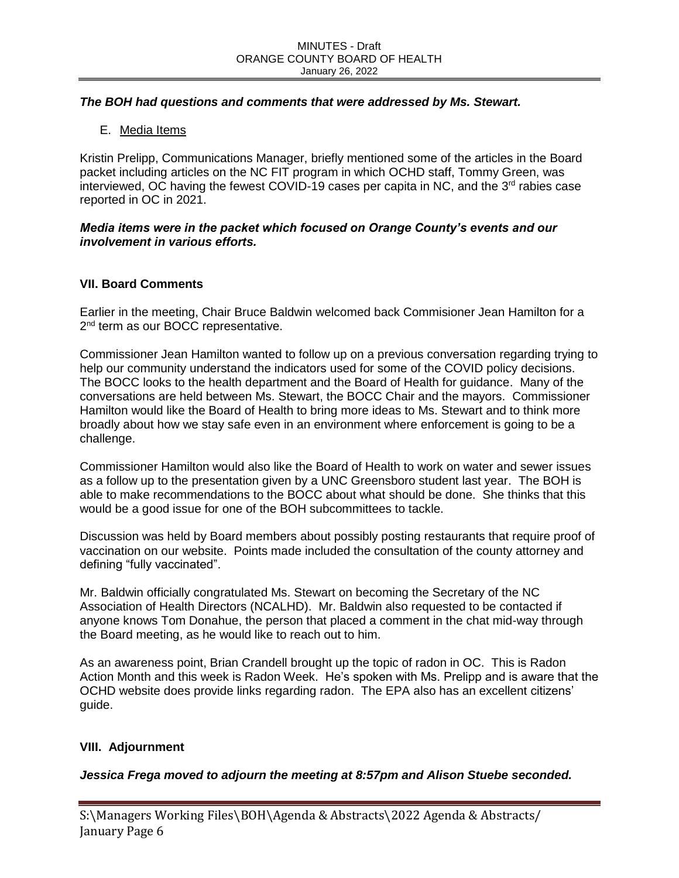***The BOH had questions and comments that were addressed by Ms. Stewart.***

E. Media Items

Kristin Prelipp, Communications Manager, briefly mentioned some of the articles in the Board packet including articles on the NC FIT program in which OCHD staff, Tommy Green, was interviewed, OC having the fewest COVID-19 cases per capita in NC, and the 3rd rabies case reported in OC in 2021.

***Media items were in the packet which focused on Orange County's events and our involvement in various efforts.***

### VII. Board Comments

Earlier in the meeting, Chair Bruce Baldwin welcomed back Commisioner Jean Hamilton for a 2nd term as our BOCC representative.

Commissioner Jean Hamilton wanted to follow up on a previous conversation regarding trying to help our community understand the indicators used for some of the COVID policy decisions. The BOCC looks to the health department and the Board of Health for guidance. Many of the conversations are held between Ms. Stewart, the BOCC Chair and the mayors. Commissioner Hamilton would like the Board of Health to bring more ideas to Ms. Stewart and to think more broadly about how we stay safe even in an environment where enforcement is going to be a challenge.

Commissioner Hamilton would also like the Board of Health to work on water and sewer issues as a follow up to the presentation given by a UNC Greensboro student last year. The BOH is able to make recommendations to the BOCC about what should be done. She thinks that this would be a good issue for one of the BOH subcommittees to tackle.

Discussion was held by Board members about possibly posting restaurants that require proof of vaccination on our website. Points made included the consultation of the county attorney and defining "fully vaccinated".

Mr. Baldwin officially congratulated Ms. Stewart on becoming the Secretary of the NC Association of Health Directors (NCALHD). Mr. Baldwin also requested to be contacted if anyone knows Tom Donahue, the person that placed a comment in the chat mid-way through the Board meeting, as he would like to reach out to him.

As an awareness point, Brian Crandell brought up the topic of radon in OC. This is Radon Action Month and this week is Radon Week. He's spoken with Ms. Prelipp and is aware that the OCHD website does provide links regarding radon. The EPA also has an excellent citizens' guide.

### VIII. Adjournment

***Jessica Frega moved to adjourn the meeting at 8:57pm and Alison Stuebe seconded.***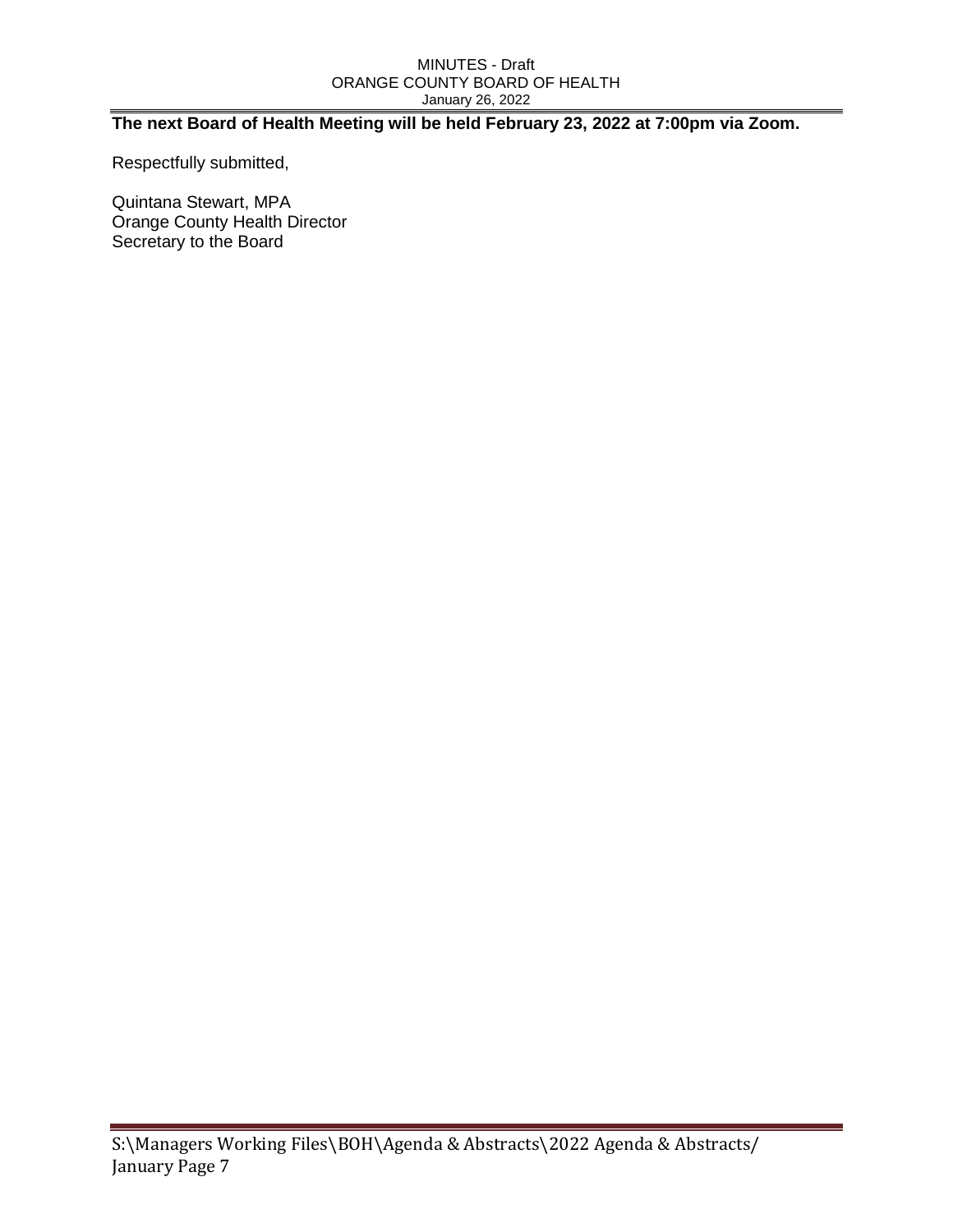**The next Board of Health Meeting will be held February 23, 2022 at 7:00pm via Zoom.**

Respectfully submitted,

Quintana Stewart, MPA
Orange County Health Director
Secretary to the Board